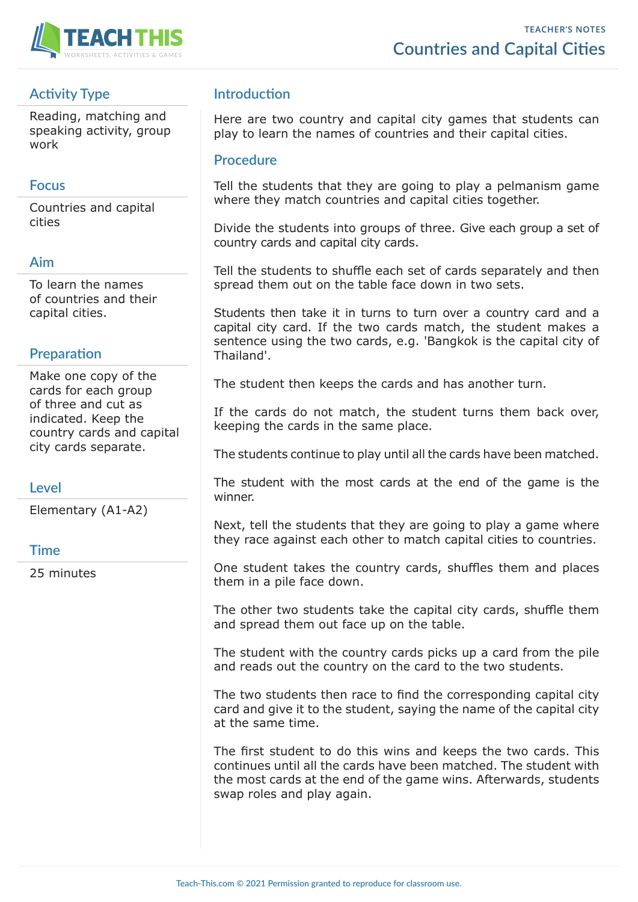TEACHER'S NOTES

# Countries and Capital Cities

## Activity Type

Reading, matching and speaking activity, group work

## Focus

Countries and capital cities

## Aim

To learn the names of countries and their capital cities.

## Preparation

Make one copy of the cards for each group of three and cut as indicated. Keep the country cards and capital city cards separate.

## Level

Elementary (A1-A2)

## Time

25 minutes

## Introduction

Here are two country and capital city games that students can play to learn the names of countries and their capital cities.

## Procedure

Tell the students that they are going to play a pelmanism game where they match countries and capital cities together.

Divide the students into groups of three. Give each group a set of country cards and capital city cards.

Tell the students to shuffle each set of cards separately and then spread them out on the table face down in two sets.

Students then take it in turns to turn over a country card and a capital city card. If the two cards match, the student makes a sentence using the two cards, e.g. 'Bangkok is the capital city of Thailand'.

The student then keeps the cards and has another turn.

If the cards do not match, the student turns them back over, keeping the cards in the same place.

The students continue to play until all the cards have been matched.

The student with the most cards at the end of the game is the winner.

Next, tell the students that they are going to play a game where they race against each other to match capital cities to countries.

One student takes the country cards, shuffles them and places them in a pile face down.

The other two students take the capital city cards, shuffle them and spread them out face up on the table.

The student with the country cards picks up a card from the pile and reads out the country on the card to the two students.

The two students then race to find the corresponding capital city card and give it to the student, saying the name of the capital city at the same time.

The first student to do this wins and keeps the two cards. This continues until all the cards have been matched. The student with the most cards at the end of the game wins. Afterwards, students swap roles and play again.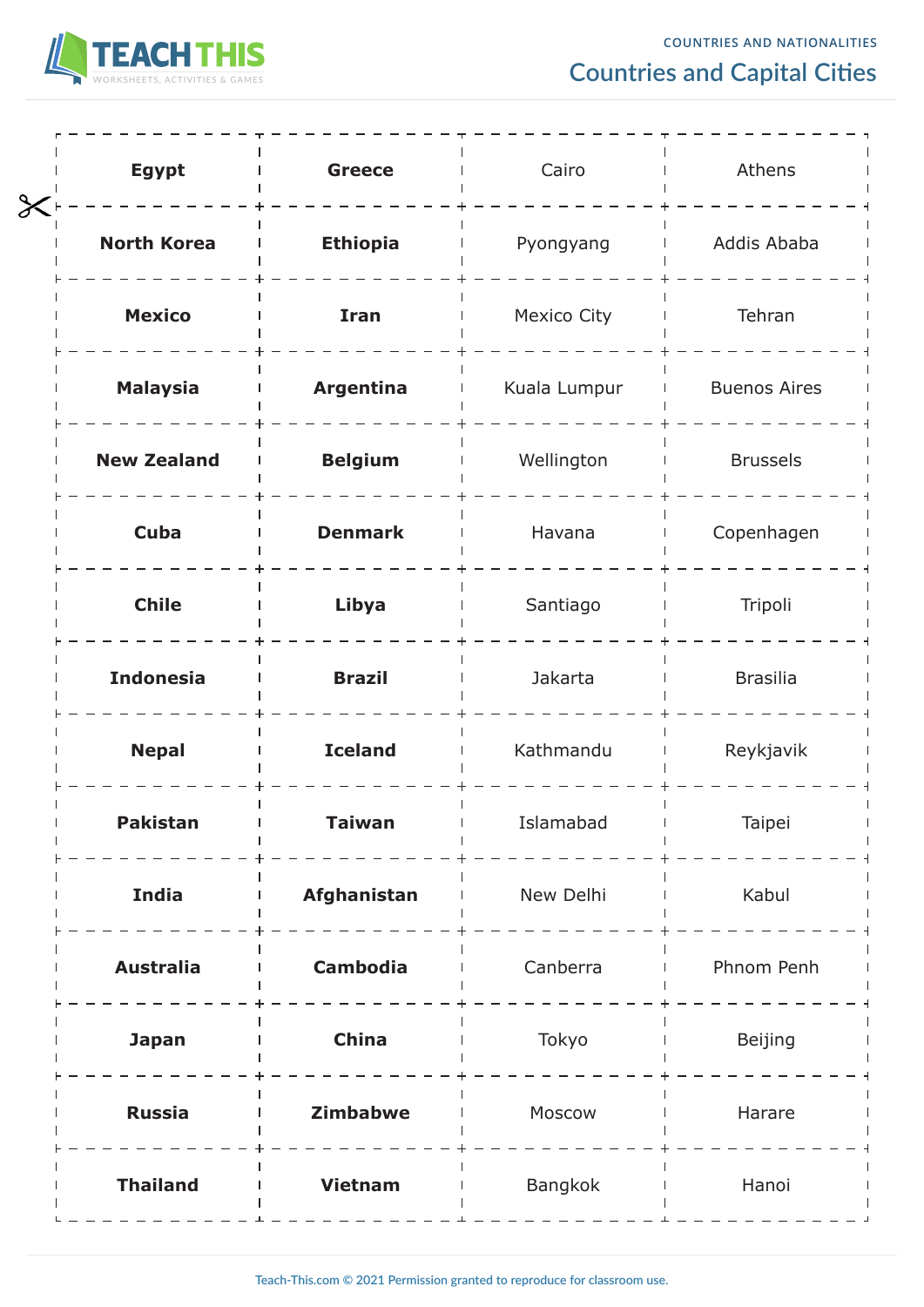# Countries and Capital Cities

COUNTRIES AND NATIONALITIES

| | | | |
|---|---|---|---|
| **Egypt** | **Greece** | Cairo | Athens |
| **North Korea** | **Ethiopia** | Pyongyang | Addis Ababa |
| **Mexico** | **Iran** | Mexico City | Tehran |
| **Malaysia** | **Argentina** | Kuala Lumpur | Buenos Aires |
| **New Zealand** | **Belgium** | Wellington | Brussels |
| **Cuba** | **Denmark** | Havana | Copenhagen |
| **Chile** | **Libya** | Santiago | Tripoli |
| **Indonesia** | **Brazil** | Jakarta | Brasilia |
| **Nepal** | **Iceland** | Kathmandu | Reykjavik |
| **Pakistan** | **Taiwan** | Islamabad | Taipei |
| **India** | **Afghanistan** | New Delhi | Kabul |
| **Australia** | **Cambodia** | Canberra | Phnom Penh |
| **Japan** | **China** | Tokyo | Beijing |
| **Russia** | **Zimbabwe** | Moscow | Harare |
| **Thailand** | **Vietnam** | Bangkok | Hanoi |

Teach-This.com © 2021 Permission granted to reproduce for classroom use.